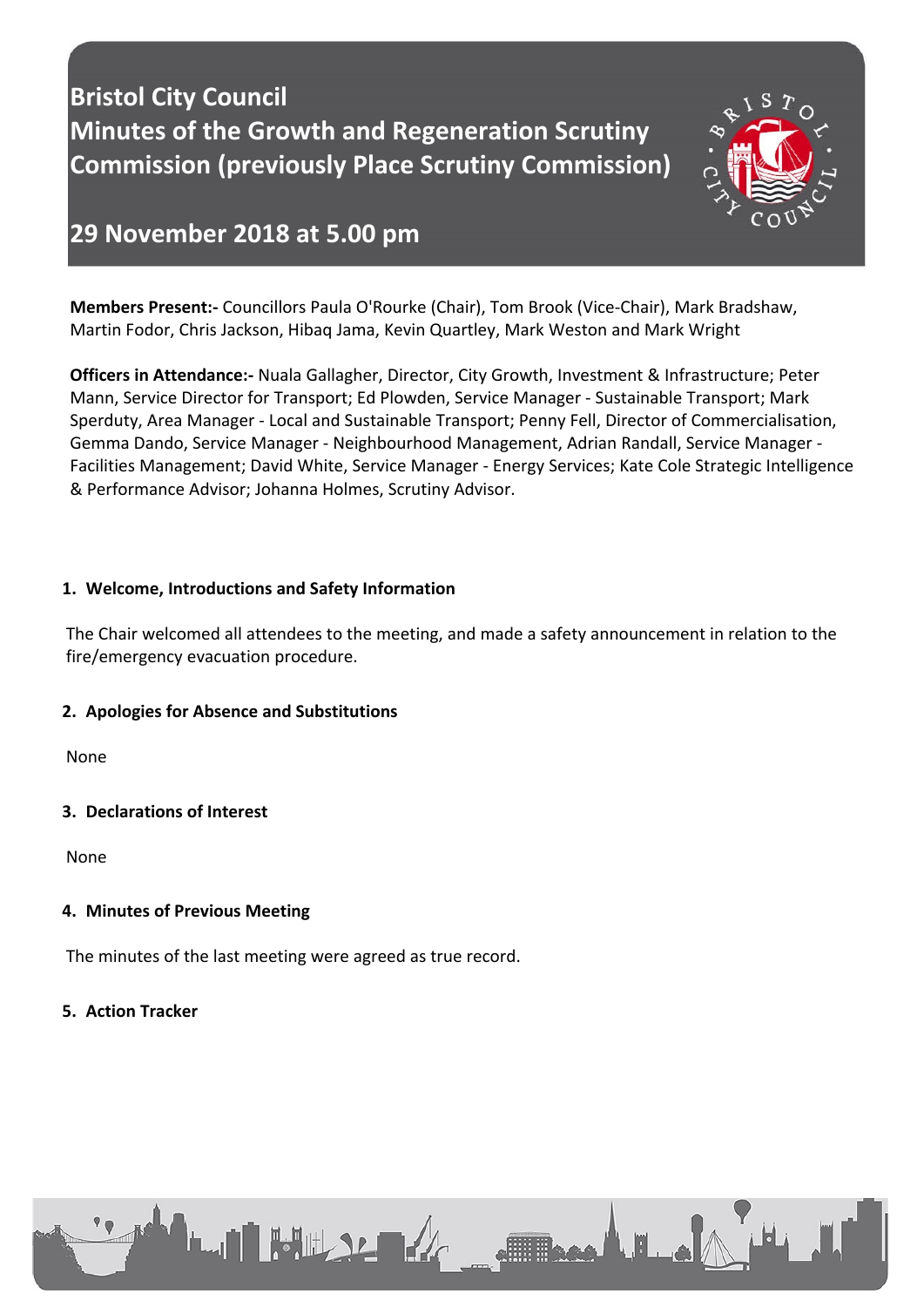# Bristol City Council
# Minutes of the Growth and Regeneration Scrutiny Commission (previously Place Scrutiny Commission)

## 29 November 2018 at 5.00 pm

**Members Present:-** Councillors Paula O'Rourke (Chair), Tom Brook (Vice-Chair), Mark Bradshaw, Martin Fodor, Chris Jackson, Hibaq Jama, Kevin Quartley, Mark Weston and Mark Wright

**Officers in Attendance:-** Nuala Gallagher, Director, City Growth, Investment & Infrastructure; Peter Mann, Service Director for Transport; Ed Plowden, Service Manager - Sustainable Transport; Mark Sperduty, Area Manager - Local and Sustainable Transport; Penny Fell, Director of Commercialisation, Gemma Dando, Service Manager - Neighbourhood Management, Adrian Randall, Service Manager - Facilities Management; David White, Service Manager - Energy Services; Kate Cole Strategic Intelligence & Performance Advisor; Johanna Holmes, Scrutiny Advisor.

### 1. Welcome, Introductions and Safety Information

The Chair welcomed all attendees to the meeting, and made a safety announcement in relation to the fire/emergency evacuation procedure.

### 2. Apologies for Absence and Substitutions

None

### 3. Declarations of Interest

None

### 4. Minutes of Previous Meeting

The minutes of the last meeting were agreed as true record.

### 5. Action Tracker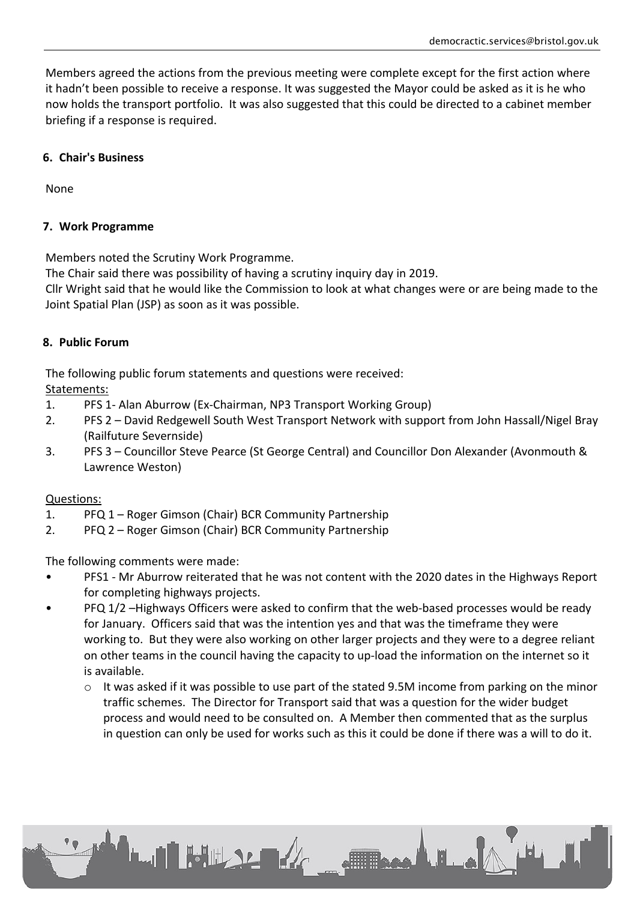Members agreed the actions from the previous meeting were complete except for the first action where it hadn't been possible to receive a response. It was suggested the Mayor could be asked as it is he who now holds the transport portfolio. It was also suggested that this could be directed to a cabinet member briefing if a response is required.

## 6. Chair's Business

None

## 7. Work Programme

Members noted the Scrutiny Work Programme.

The Chair said there was possibility of having a scrutiny inquiry day in 2019.

Cllr Wright said that he would like the Commission to look at what changes were or are being made to the Joint Spatial Plan (JSP) as soon as it was possible.

## 8. Public Forum

The following public forum statements and questions were received:

Statements:

1. PFS 1- Alan Aburrow (Ex-Chairman, NP3 Transport Working Group)
2. PFS 2 – David Redgewell South West Transport Network with support from John Hassall/Nigel Bray (Railfuture Severnside)
3. PFS 3 – Councillor Steve Pearce (St George Central) and Councillor Don Alexander (Avonmouth & Lawrence Weston)

Questions:

1. PFQ 1 – Roger Gimson (Chair) BCR Community Partnership
2. PFQ 2 – Roger Gimson (Chair) BCR Community Partnership

The following comments were made:

- PFS1 - Mr Aburrow reiterated that he was not content with the 2020 dates in the Highways Report for completing highways projects.
- PFQ 1/2 –Highways Officers were asked to confirm that the web-based processes would be ready for January. Officers said that was the intention yes and that was the timeframe they were working to. But they were also working on other larger projects and they were to a degree reliant on other teams in the council having the capacity to up-load the information on the internet so it is available.
  - It was asked if it was possible to use part of the stated 9.5M income from parking on the minor traffic schemes. The Director for Transport said that was a question for the wider budget process and would need to be consulted on. A Member then commented that as the surplus in question can only be used for works such as this it could be done if there was a will to do it.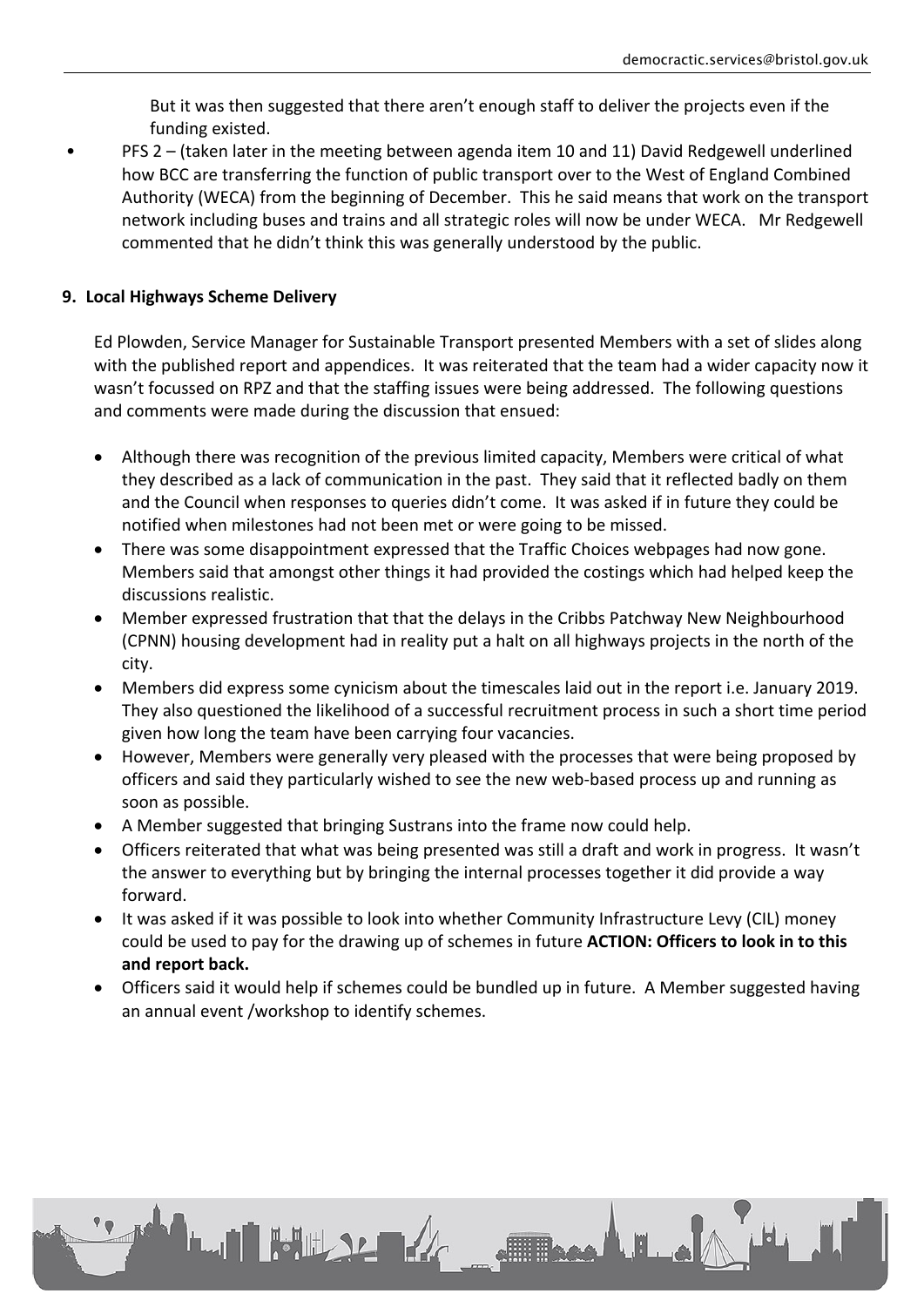But it was then suggested that there aren't enough staff to deliver the projects even if the funding existed.

- PFS 2 – (taken later in the meeting between agenda item 10 and 11) David Redgewell underlined how BCC are transferring the function of public transport over to the West of England Combined Authority (WECA) from the beginning of December. This he said means that work on the transport network including buses and trains and all strategic roles will now be under WECA. Mr Redgewell commented that he didn't think this was generally understood by the public.

## 9. Local Highways Scheme Delivery

Ed Plowden, Service Manager for Sustainable Transport presented Members with a set of slides along with the published report and appendices. It was reiterated that the team had a wider capacity now it wasn't focussed on RPZ and that the staffing issues were being addressed. The following questions and comments were made during the discussion that ensued:

- Although there was recognition of the previous limited capacity, Members were critical of what they described as a lack of communication in the past. They said that it reflected badly on them and the Council when responses to queries didn't come. It was asked if in future they could be notified when milestones had not been met or were going to be missed.
- There was some disappointment expressed that the Traffic Choices webpages had now gone. Members said that amongst other things it had provided the costings which had helped keep the discussions realistic.
- Member expressed frustration that that the delays in the Cribbs Patchway New Neighbourhood (CPNN) housing development had in reality put a halt on all highways projects in the north of the city.
- Members did express some cynicism about the timescales laid out in the report i.e. January 2019. They also questioned the likelihood of a successful recruitment process in such a short time period given how long the team have been carrying four vacancies.
- However, Members were generally very pleased with the processes that were being proposed by officers and said they particularly wished to see the new web-based process up and running as soon as possible.
- A Member suggested that bringing Sustrans into the frame now could help.
- Officers reiterated that what was being presented was still a draft and work in progress. It wasn't the answer to everything but by bringing the internal processes together it did provide a way forward.
- It was asked if it was possible to look into whether Community Infrastructure Levy (CIL) money could be used to pay for the drawing up of schemes in future **ACTION: Officers to look in to this and report back.**
- Officers said it would help if schemes could be bundled up in future. A Member suggested having an annual event /workshop to identify schemes.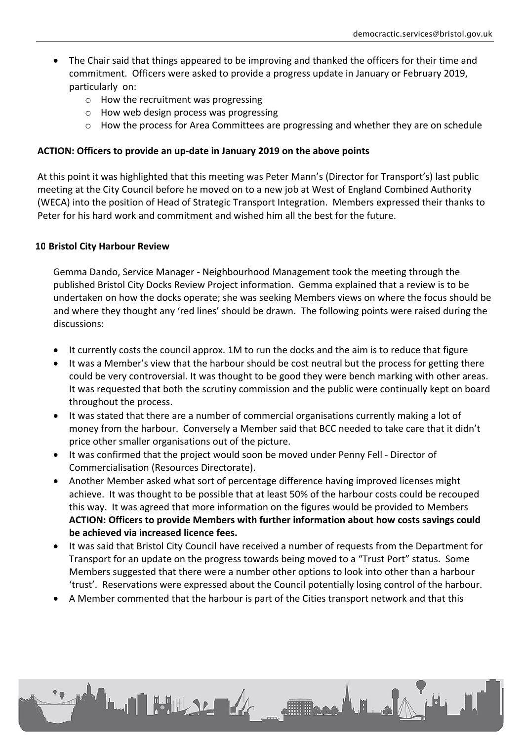- The Chair said that things appeared to be improving and thanked the officers for their time and commitment. Officers were asked to provide a progress update in January or February 2019, particularly on:
  - How the recruitment was progressing
  - How web design process was progressing
  - How the process for Area Committees are progressing and whether they are on schedule

**ACTION: Officers to provide an up-date in January 2019 on the above points**

At this point it was highlighted that this meeting was Peter Mann's (Director for Transport's) last public meeting at the City Council before he moved on to a new job at West of England Combined Authority (WECA) into the position of Head of Strategic Transport Integration. Members expressed their thanks to Peter for his hard work and commitment and wished him all the best for the future.

## 10 Bristol City Harbour Review

Gemma Dando, Service Manager - Neighbourhood Management took the meeting through the published Bristol City Docks Review Project information. Gemma explained that a review is to be undertaken on how the docks operate; she was seeking Members views on where the focus should be and where they thought any 'red lines' should be drawn. The following points were raised during the discussions:

- It currently costs the council approx. 1M to run the docks and the aim is to reduce that figure
- It was a Member's view that the harbour should be cost neutral but the process for getting there could be very controversial. It was thought to be good they were bench marking with other areas. It was requested that both the scrutiny commission and the public were continually kept on board throughout the process.
- It was stated that there are a number of commercial organisations currently making a lot of money from the harbour. Conversely a Member said that BCC needed to take care that it didn't price other smaller organisations out of the picture.
- It was confirmed that the project would soon be moved under Penny Fell - Director of Commercialisation (Resources Directorate).
- Another Member asked what sort of percentage difference having improved licenses might achieve. It was thought to be possible that at least 50% of the harbour costs could be recouped this way. It was agreed that more information on the figures would be provided to Members **ACTION: Officers to provide Members with further information about how costs savings could be achieved via increased licence fees.**
- It was said that Bristol City Council have received a number of requests from the Department for Transport for an update on the progress towards being moved to a "Trust Port" status. Some Members suggested that there were a number other options to look into other than a harbour 'trust'. Reservations were expressed about the Council potentially losing control of the harbour.
- A Member commented that the harbour is part of the Cities transport network and that this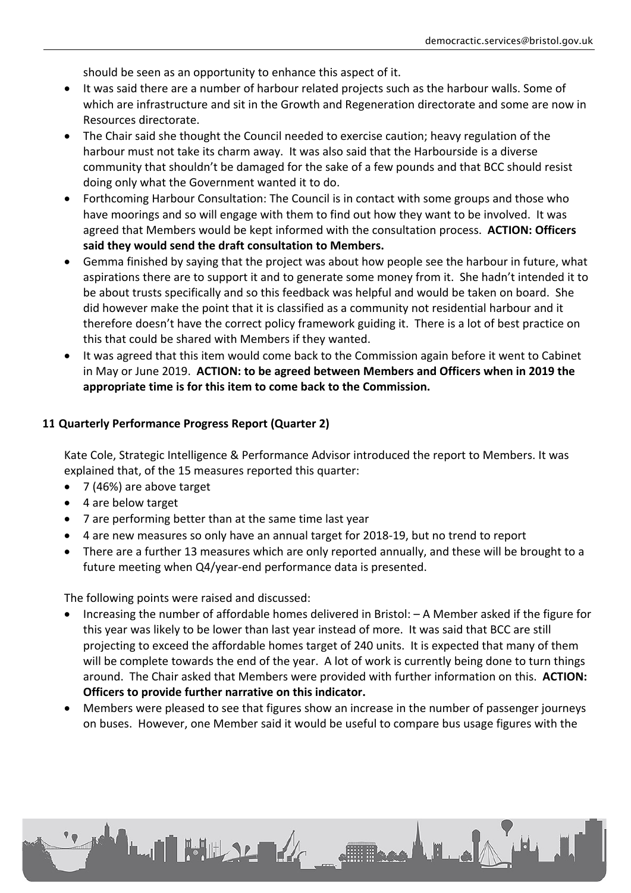should be seen as an opportunity to enhance this aspect of it.

- It was said there are a number of harbour related projects such as the harbour walls. Some of which are infrastructure and sit in the Growth and Regeneration directorate and some are now in Resources directorate.
- The Chair said she thought the Council needed to exercise caution; heavy regulation of the harbour must not take its charm away. It was also said that the Harbourside is a diverse community that shouldn't be damaged for the sake of a few pounds and that BCC should resist doing only what the Government wanted it to do.
- Forthcoming Harbour Consultation: The Council is in contact with some groups and those who have moorings and so will engage with them to find out how they want to be involved. It was agreed that Members would be kept informed with the consultation process. **ACTION: Officers said they would send the draft consultation to Members.**
- Gemma finished by saying that the project was about how people see the harbour in future, what aspirations there are to support it and to generate some money from it. She hadn't intended it to be about trusts specifically and so this feedback was helpful and would be taken on board. She did however make the point that it is classified as a community not residential harbour and it therefore doesn't have the correct policy framework guiding it. There is a lot of best practice on this that could be shared with Members if they wanted.
- It was agreed that this item would come back to the Commission again before it went to Cabinet in May or June 2019. **ACTION: to be agreed between Members and Officers when in 2019 the appropriate time is for this item to come back to the Commission.**

**11 Quarterly Performance Progress Report (Quarter 2)**

Kate Cole, Strategic Intelligence & Performance Advisor introduced the report to Members. It was explained that, of the 15 measures reported this quarter:

- 7 (46%) are above target
- 4 are below target
- 7 are performing better than at the same time last year
- 4 are new measures so only have an annual target for 2018-19, but no trend to report
- There are a further 13 measures which are only reported annually, and these will be brought to a future meeting when Q4/year-end performance data is presented.

The following points were raised and discussed:

- Increasing the number of affordable homes delivered in Bristol: – A Member asked if the figure for this year was likely to be lower than last year instead of more. It was said that BCC are still projecting to exceed the affordable homes target of 240 units. It is expected that many of them will be complete towards the end of the year. A lot of work is currently being done to turn things around. The Chair asked that Members were provided with further information on this. **ACTION: Officers to provide further narrative on this indicator.**
- Members were pleased to see that figures show an increase in the number of passenger journeys on buses. However, one Member said it would be useful to compare bus usage figures with the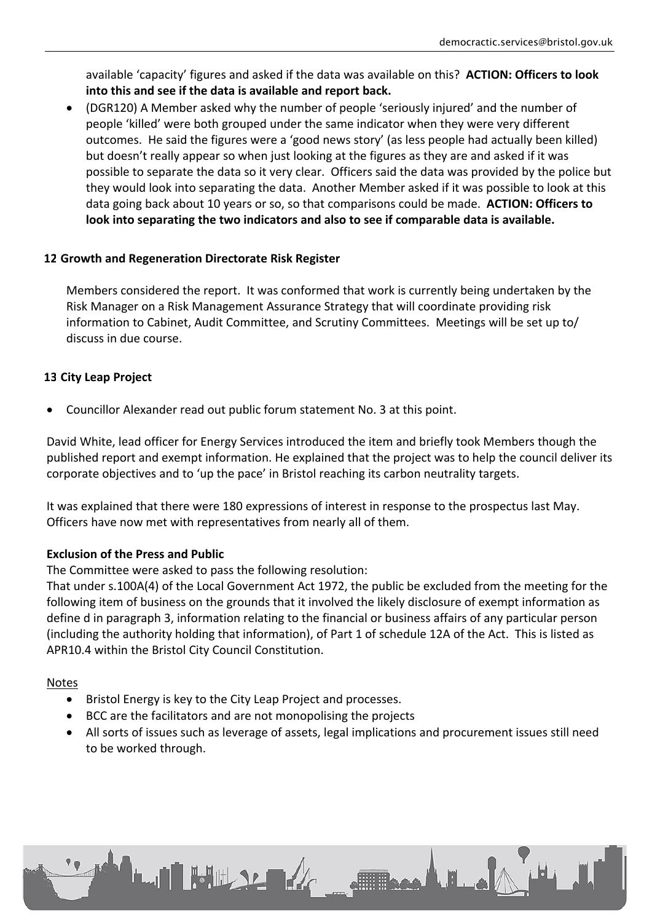available 'capacity' figures and asked if the data was available on this? **ACTION: Officers to look into this and see if the data is available and report back.**

- (DGR120) A Member asked why the number of people 'seriously injured' and the number of people 'killed' were both grouped under the same indicator when they were very different outcomes. He said the figures were a 'good news story' (as less people had actually been killed) but doesn't really appear so when just looking at the figures as they are and asked if it was possible to separate the data so it very clear. Officers said the data was provided by the police but they would look into separating the data. Another Member asked if it was possible to look at this data going back about 10 years or so, so that comparisons could be made. **ACTION: Officers to look into separating the two indicators and also to see if comparable data is available.**

### 12 Growth and Regeneration Directorate Risk Register

Members considered the report. It was conformed that work is currently being undertaken by the Risk Manager on a Risk Management Assurance Strategy that will coordinate providing risk information to Cabinet, Audit Committee, and Scrutiny Committees. Meetings will be set up to/ discuss in due course.

### 13 City Leap Project

- Councillor Alexander read out public forum statement No. 3 at this point.

David White, lead officer for Energy Services introduced the item and briefly took Members though the published report and exempt information. He explained that the project was to help the council deliver its corporate objectives and to 'up the pace' in Bristol reaching its carbon neutrality targets.

It was explained that there were 180 expressions of interest in response to the prospectus last May. Officers have now met with representatives from nearly all of them.

**Exclusion of the Press and Public**

The Committee were asked to pass the following resolution:

That under s.100A(4) of the Local Government Act 1972, the public be excluded from the meeting for the following item of business on the grounds that it involved the likely disclosure of exempt information as define d in paragraph 3, information relating to the financial or business affairs of any particular person (including the authority holding that information), of Part 1 of schedule 12A of the Act. This is listed as APR10.4 within the Bristol City Council Constitution.

Notes

- Bristol Energy is key to the City Leap Project and processes.
- BCC are the facilitators and are not monopolising the projects
- All sorts of issues such as leverage of assets, legal implications and procurement issues still need to be worked through.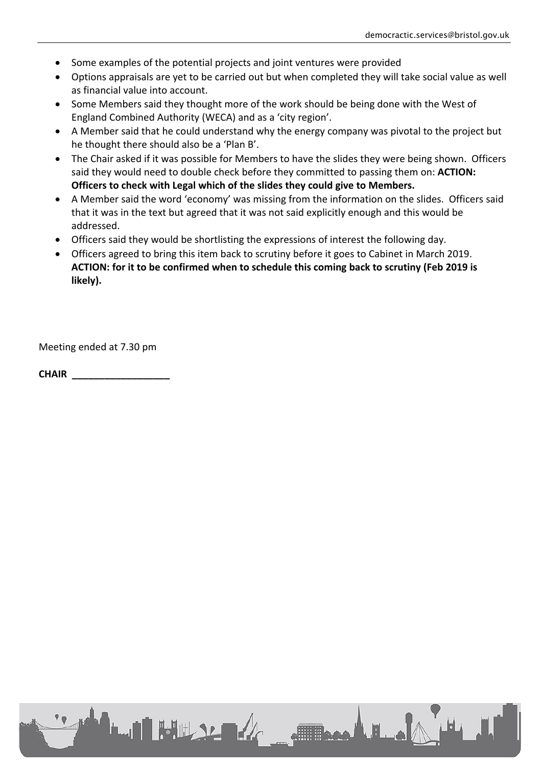- Some examples of the potential projects and joint ventures were provided
- Options appraisals are yet to be carried out but when completed they will take social value as well as financial value into account.
- Some Members said they thought more of the work should be being done with the West of England Combined Authority (WECA) and as a 'city region'.
- A Member said that he could understand why the energy company was pivotal to the project but he thought there should also be a 'Plan B'.
- The Chair asked if it was possible for Members to have the slides they were being shown. Officers said they would need to double check before they committed to passing them on: **ACTION: Officers to check with Legal which of the slides they could give to Members.**
- A Member said the word 'economy' was missing from the information on the slides. Officers said that it was in the text but agreed that it was not said explicitly enough and this would be addressed.
- Officers said they would be shortlisting the expressions of interest the following day.
- Officers agreed to bring this item back to scrutiny before it goes to Cabinet in March 2019. **ACTION: for it to be confirmed when to schedule this coming back to scrutiny (Feb 2019 is likely).**

Meeting ended at 7.30 pm

**CHAIR ___________________**